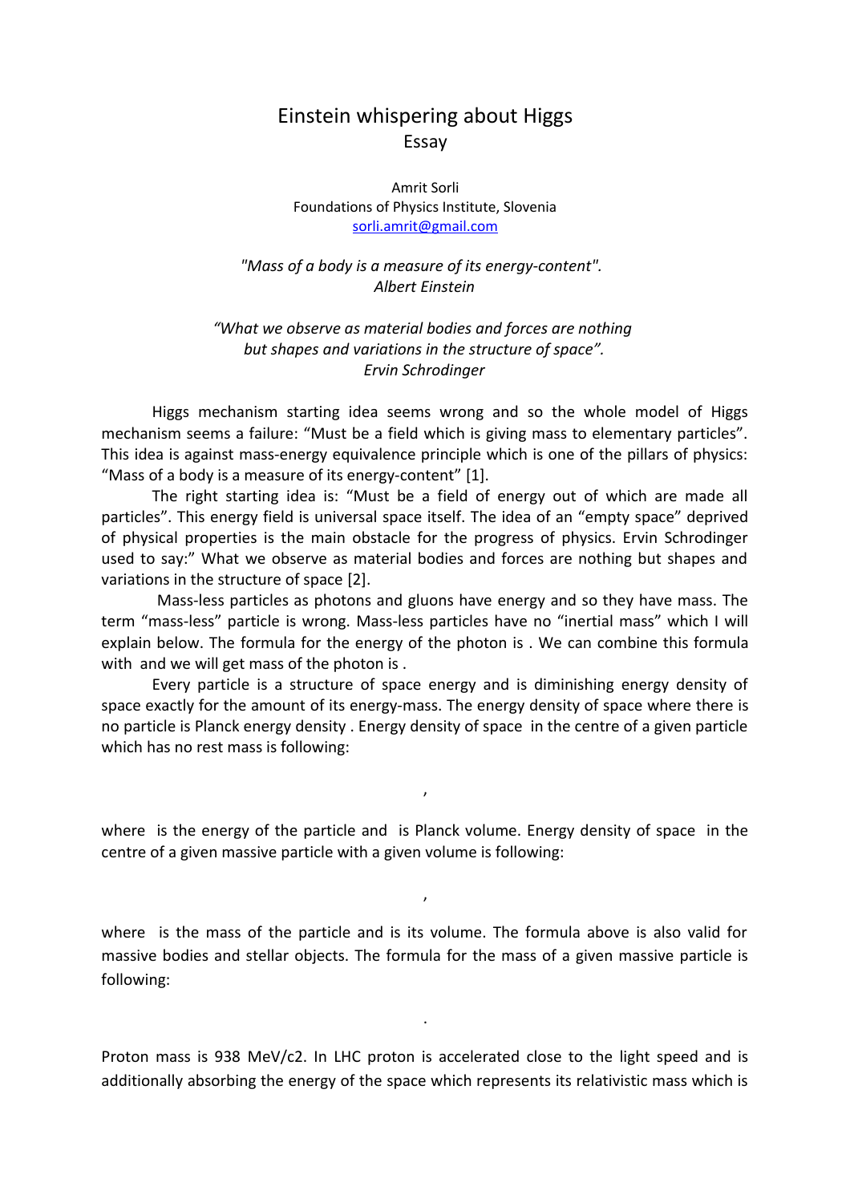# Einstein whispering about Higgs

Essay

Amrit Sorli
Foundations of Physics Institute, Slovenia
sorli.amrit@gmail.com

*"Mass of a body is a measure of its energy-content".*
*Albert Einstein*

*"What we observe as material bodies and forces are nothing but shapes and variations in the structure of space".*
*Ervin Schrodinger*

Higgs mechanism starting idea seems wrong and so the whole model of Higgs mechanism seems a failure: "Must be a field which is giving mass to elementary particles". This idea is against mass-energy equivalence principle which is one of the pillars of physics: "Mass of a body is a measure of its energy-content" [1].

The right starting idea is: "Must be a field of energy out of which are made all particles". This energy field is universal space itself. The idea of an "empty space" deprived of physical properties is the main obstacle for the progress of physics. Ervin Schrodinger used to say:" What we observe as material bodies and forces are nothing but shapes and variations in the structure of space [2].

Mass-less particles as photons and gluons have energy and so they have mass. The term "mass-less" particle is wrong. Mass-less particles have no "inertial mass" which I will explain below. The formula for the energy of the photon is . We can combine this formula with and we will get mass of the photon is .

Every particle is a structure of space energy and is diminishing energy density of space exactly for the amount of its energy-mass. The energy density of space where there is no particle is Planck energy density . Energy density of space in the centre of a given particle which has no rest mass is following:

,

where is the energy of the particle and is Planck volume. Energy density of space in the centre of a given massive particle with a given volume is following:

,

where is the mass of the particle and is its volume. The formula above is also valid for massive bodies and stellar objects. The formula for the mass of a given massive particle is following:

.

Proton mass is 938 MeV/c2. In LHC proton is accelerated close to the light speed and is additionally absorbing the energy of the space which represents its relativistic mass which is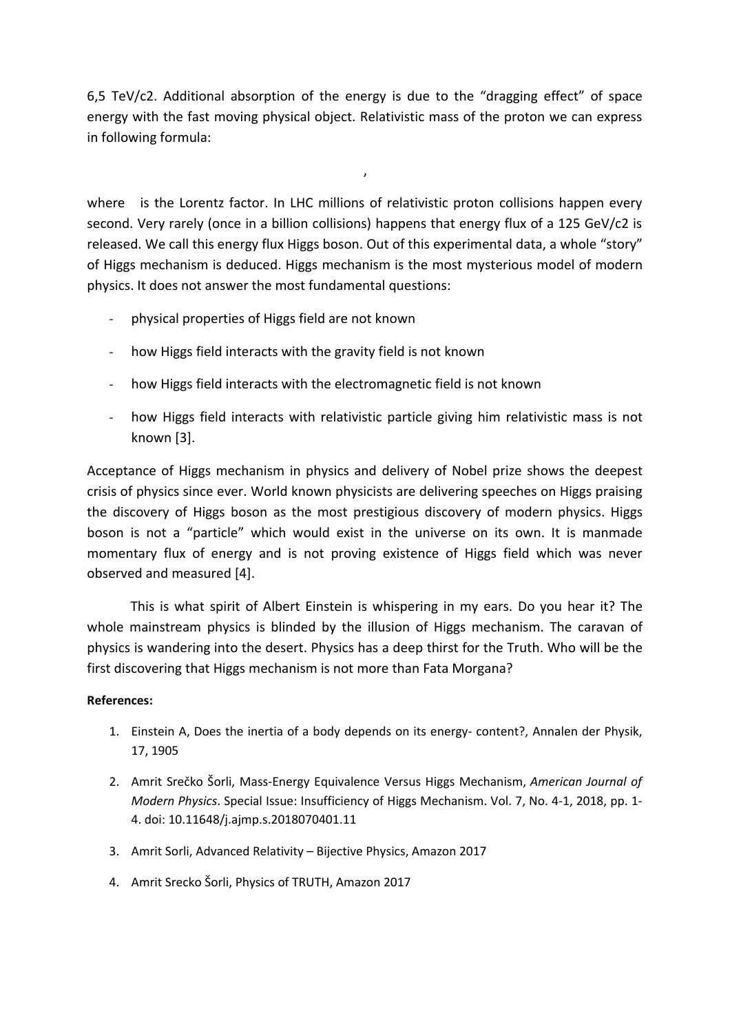6,5 TeV/c2. Additional absorption of the energy is due to the "dragging effect" of space energy with the fast moving physical object. Relativistic mass of the proton we can express in following formula:

,

where is the Lorentz factor. In LHC millions of relativistic proton collisions happen every second. Very rarely (once in a billion collisions) happens that energy flux of a 125 GeV/c2 is released. We call this energy flux Higgs boson. Out of this experimental data, a whole "story" of Higgs mechanism is deduced. Higgs mechanism is the most mysterious model of modern physics. It does not answer the most fundamental questions:

- physical properties of Higgs field are not known
- how Higgs field interacts with the gravity field is not known
- how Higgs field interacts with the electromagnetic field is not known
- how Higgs field interacts with relativistic particle giving him relativistic mass is not known [3].

Acceptance of Higgs mechanism in physics and delivery of Nobel prize shows the deepest crisis of physics since ever. World known physicists are delivering speeches on Higgs praising the discovery of Higgs boson as the most prestigious discovery of modern physics. Higgs boson is not a "particle" which would exist in the universe on its own. It is manmade momentary flux of energy and is not proving existence of Higgs field which was never observed and measured [4].

This is what spirit of Albert Einstein is whispering in my ears. Do you hear it? The whole mainstream physics is blinded by the illusion of Higgs mechanism. The caravan of physics is wandering into the desert. Physics has a deep thirst for the Truth. Who will be the first discovering that Higgs mechanism is not more than Fata Morgana?

**References:**

1. Einstein A, Does the inertia of a body depends on its energy- content?, Annalen der Physik, 17, 1905
2. Amrit Srečko Šorli, Mass-Energy Equivalence Versus Higgs Mechanism, *American Journal of Modern Physics*. Special Issue: Insufficiency of Higgs Mechanism. Vol. 7, No. 4-1, 2018, pp. 1-4. doi: 10.11648/j.ajmp.s.2018070401.11
3. Amrit Sorli, Advanced Relativity – Bijective Physics, Amazon 2017
4. Amrit Srecko Šorli, Physics of TRUTH, Amazon 2017